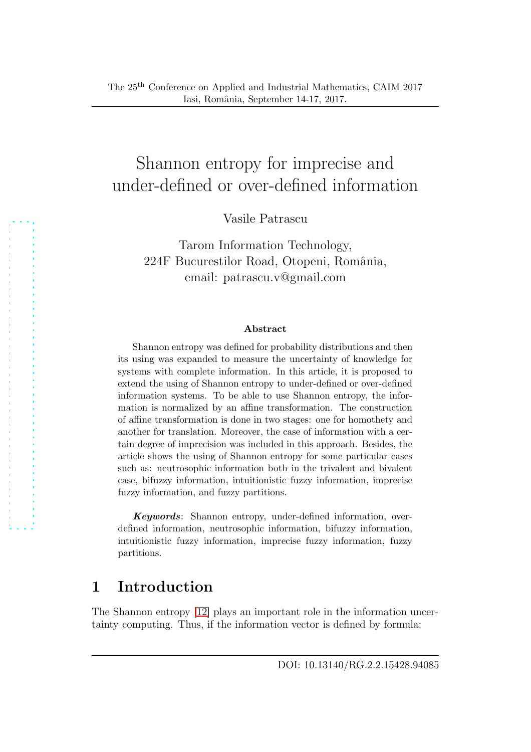# Shannon entropy for imprecise and under-defined or over-defined information

Vasile Patrascu

Tarom Information Technology,
224F Bucurestilor Road, Otopeni, România,
email: patrascu.v@gmail.com

### Abstract

Shannon entropy was defined for probability distributions and then its using was expanded to measure the uncertainty of knowledge for systems with complete information. In this article, it is proposed to extend the using of Shannon entropy to under-defined or over-defined information systems. To be able to use Shannon entropy, the information is normalized by an affine transformation. The construction of affine transformation is done in two stages: one for homothety and another for translation. Moreover, the case of information with a certain degree of imprecision was included in this approach. Besides, the article shows the using of Shannon entropy for some particular cases such as: neutrosophic information both in the trivalent and bivalent case, bifuzzy information, intuitionistic fuzzy information, imprecise fuzzy information, and fuzzy partitions.

***Keywords***: Shannon entropy, under-defined information, over-defined information, neutrosophic information, bifuzzy information, intuitionistic fuzzy information, imprecise fuzzy information, fuzzy partitions.

## 1 Introduction

The Shannon entropy [12] plays an important role in the information uncertainty computing. Thus, if the information vector is defined by formula:

DOI: 10.13140/RG.2.2.15428.94085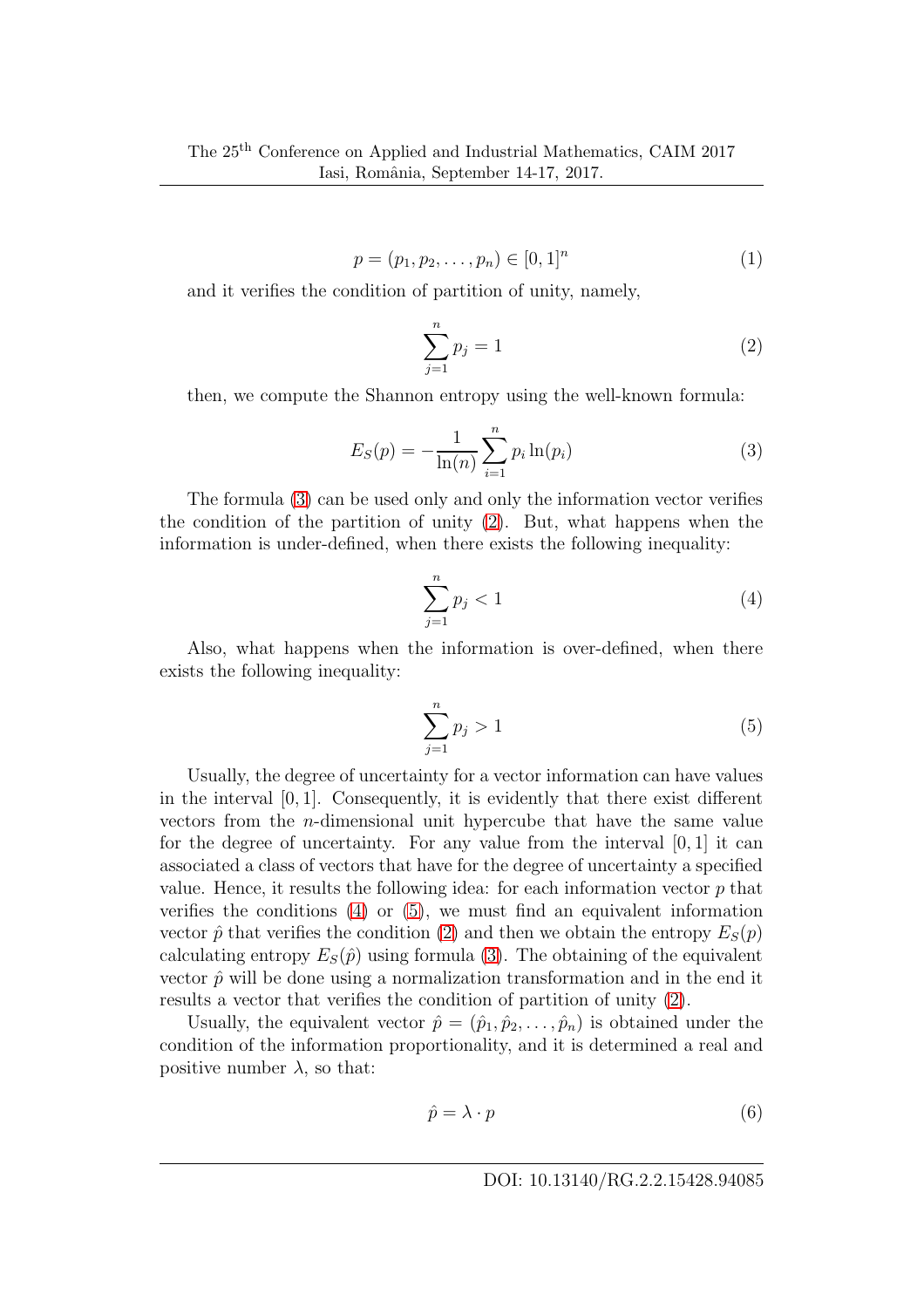$$p = (p_1, p_2, \ldots, p_n) \in [0,1]^n \tag{1}$$

and it verifies the condition of partition of unity, namely,

$$\sum_{j=1}^{n} p_j = 1 \tag{2}$$

then, we compute the Shannon entropy using the well-known formula:

$$E_S(p) = -\frac{1}{\ln(n)} \sum_{i=1}^{n} p_i \ln(p_i) \tag{3}$$

The formula (3) can be used only and only the information vector verifies the condition of the partition of unity (2). But, what happens when the information is under-defined, when there exists the following inequality:

$$\sum_{j=1}^{n} p_j < 1 \tag{4}$$

Also, what happens when the information is over-defined, when there exists the following inequality:

$$\sum_{j=1}^{n} p_j > 1 \tag{5}$$

Usually, the degree of uncertainty for a vector information can have values in the interval $[0,1]$. Consequently, it is evidently that there exist different vectors from the $n$-dimensional unit hypercube that have the same value for the degree of uncertainty. For any value from the interval $[0,1]$ it can associated a class of vectors that have for the degree of uncertainty a specified value. Hence, it results the following idea: for each information vector $p$ that verifies the conditions (4) or (5), we must find an equivalent information vector $\hat{p}$ that verifies the condition (2) and then we obtain the entropy $E_S(p)$ calculating entropy $E_S(\hat{p})$ using formula (3). The obtaining of the equivalent vector $\hat{p}$ will be done using a normalization transformation and in the end it results a vector that verifies the condition of partition of unity (2).

Usually, the equivalent vector $\hat{p} = (\hat{p}_1, \hat{p}_2, \ldots, \hat{p}_n)$ is obtained under the condition of the information proportionality, and it is determined a real and positive number $\lambda$, so that:

$$\hat{p} = \lambda \cdot p \tag{6}$$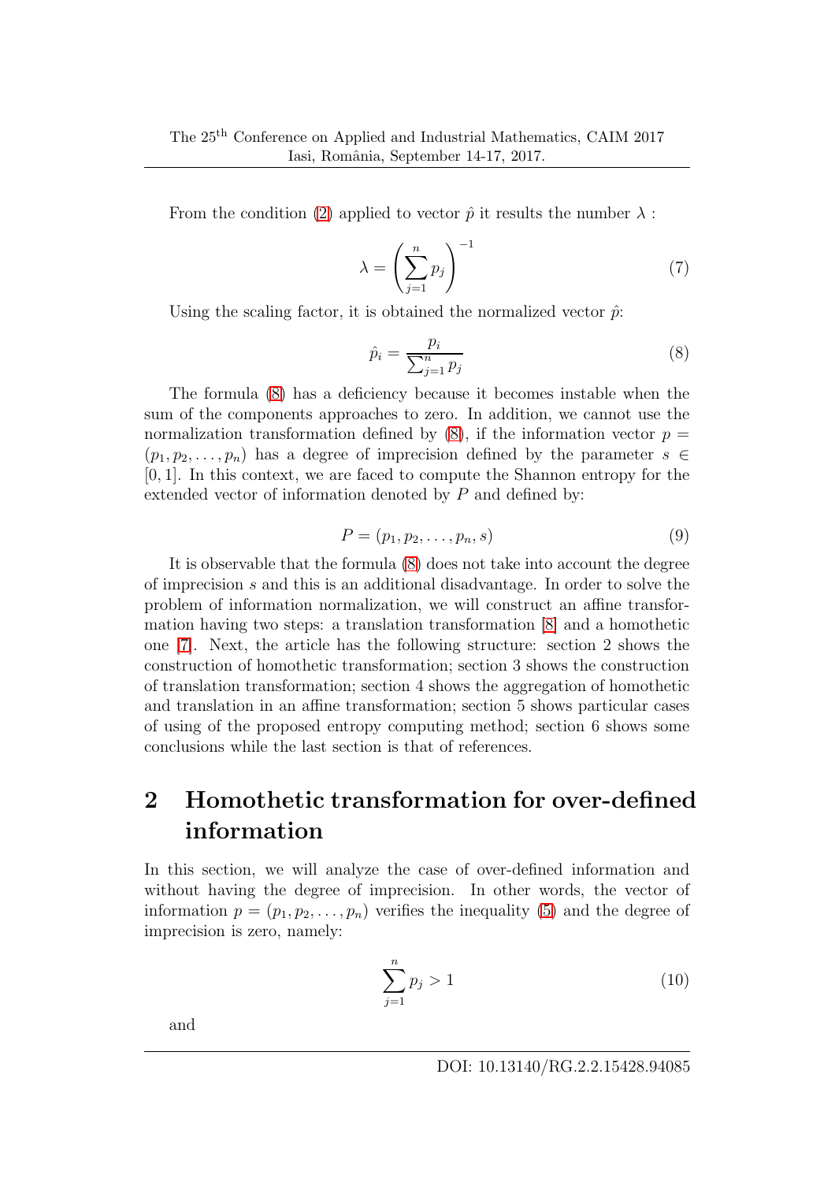From the condition (2) applied to vector $\hat{p}$ it results the number $\lambda$ :

$$\lambda = \left( \sum_{j=1}^{n} p_j \right)^{-1} \tag{7}$$

Using the scaling factor, it is obtained the normalized vector $\hat{p}$:

$$\hat{p}_i = \frac{p_i}{\sum_{j=1}^{n} p_j} \tag{8}$$

The formula (8) has a deficiency because it becomes instable when the sum of the components approaches to zero. In addition, we cannot use the normalization transformation defined by (8), if the information vector $p = (p_1, p_2, \ldots, p_n)$ has a degree of imprecision defined by the parameter $s \in [0, 1]$. In this context, we are faced to compute the Shannon entropy for the extended vector of information denoted by $P$ and defined by:

$$P = (p_1, p_2, \ldots, p_n, s) \tag{9}$$

It is observable that the formula (8) does not take into account the degree of imprecision $s$ and this is an additional disadvantage. In order to solve the problem of information normalization, we will construct an affine transformation having two steps: a translation transformation [8] and a homothetic one [7]. Next, the article has the following structure: section 2 shows the construction of homothetic transformation; section 3 shows the construction of translation transformation; section 4 shows the aggregation of homothetic and translation in an affine transformation; section 5 shows particular cases of using of the proposed entropy computing method; section 6 shows some conclusions while the last section is that of references.

## 2 Homothetic transformation for over-defined information

In this section, we will analyze the case of over-defined information and without having the degree of imprecision. In other words, the vector of information $p = (p_1, p_2, \ldots, p_n)$ verifies the inequality (5) and the degree of imprecision is zero, namely:

$$\sum_{j=1}^{n} p_j > 1 \tag{10}$$

and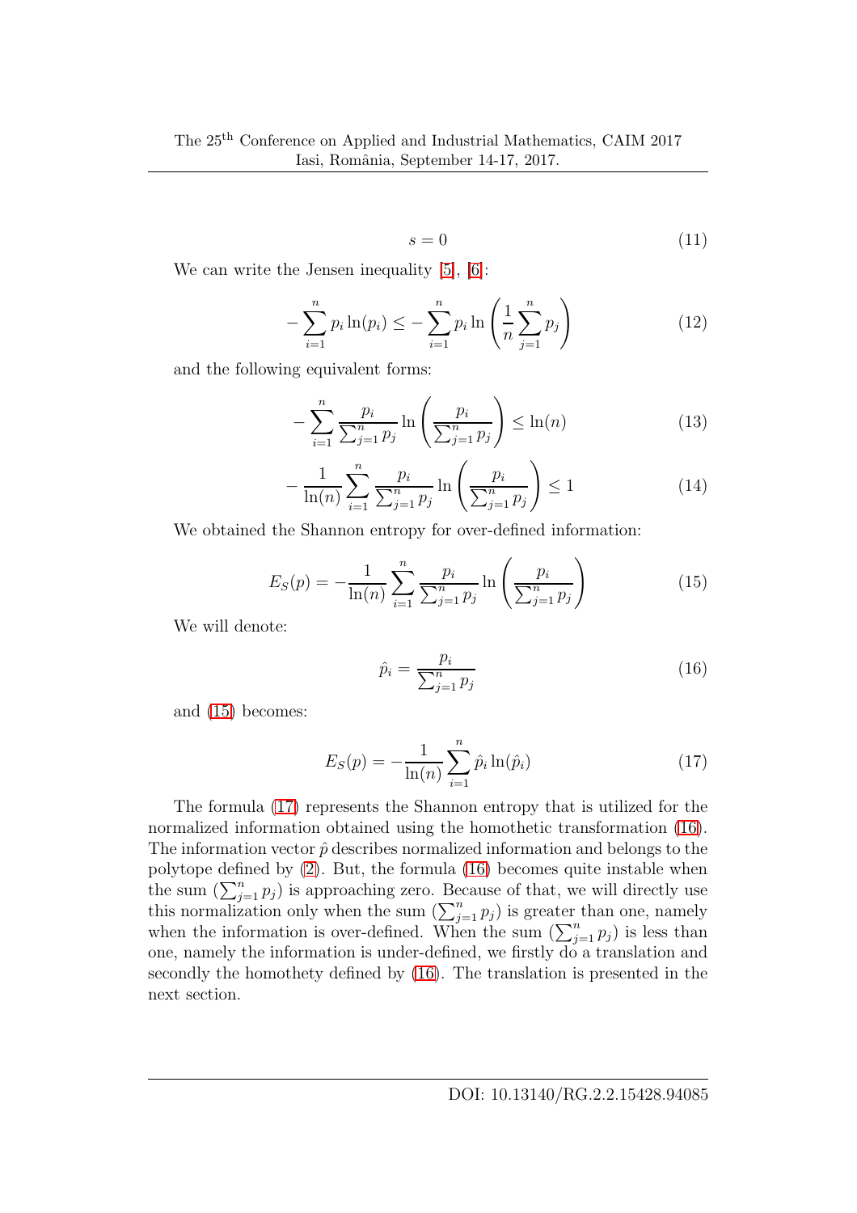$$s = 0 \tag{11}$$

We can write the Jensen inequality [5], [6]:

$$-\sum_{i=1}^{n} p_i \ln(p_i) \leq -\sum_{i=1}^{n} p_i \ln\left(\frac{1}{n}\sum_{j=1}^{n} p_j\right) \tag{12}$$

and the following equivalent forms:

$$-\sum_{i=1}^{n} \frac{p_i}{\sum_{j=1}^{n} p_j} \ln\left(\frac{p_i}{\sum_{j=1}^{n} p_j}\right) \leq \ln(n) \tag{13}$$

$$-\frac{1}{\ln(n)} \sum_{i=1}^{n} \frac{p_i}{\sum_{j=1}^{n} p_j} \ln\left(\frac{p_i}{\sum_{j=1}^{n} p_j}\right) \leq 1 \tag{14}$$

We obtained the Shannon entropy for over-defined information:

$$E_S(p) = -\frac{1}{\ln(n)} \sum_{i=1}^{n} \frac{p_i}{\sum_{j=1}^{n} p_j} \ln\left(\frac{p_i}{\sum_{j=1}^{n} p_j}\right) \tag{15}$$

We will denote:

$$\hat{p}_i = \frac{p_i}{\sum_{j=1}^{n} p_j} \tag{16}$$

and (15) becomes:

$$E_S(p) = -\frac{1}{\ln(n)} \sum_{i=1}^{n} \hat{p}_i \ln(\hat{p}_i) \tag{17}$$

The formula (17) represents the Shannon entropy that is utilized for the normalized information obtained using the homothetic transformation (16). The information vector $\hat{p}$ describes normalized information and belongs to the polytope defined by (2). But, the formula (16) becomes quite instable when the sum $(\sum_{j=1}^{n} p_j)$ is approaching zero. Because of that, we will directly use this normalization only when the sum $(\sum_{j=1}^{n} p_j)$ is greater than one, namely when the information is over-defined. When the sum $(\sum_{j=1}^{n} p_j)$ is less than one, namely the information is under-defined, we firstly do a translation and secondly the homothety defined by (16). The translation is presented in the next section.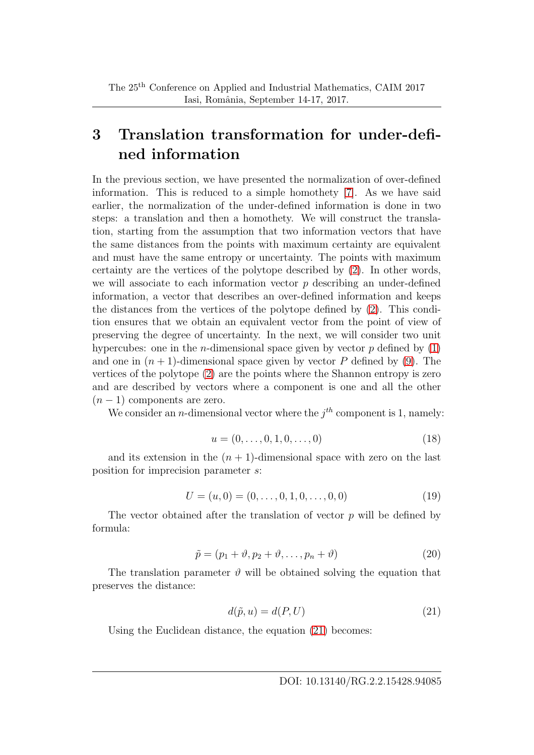## 3 Translation transformation for under-defined information

In the previous section, we have presented the normalization of over-defined information. This is reduced to a simple homothety [7]. As we have said earlier, the normalization of the under-defined information is done in two steps: a translation and then a homothety. We will construct the translation, starting from the assumption that two information vectors that have the same distances from the points with maximum certainty are equivalent and must have the same entropy or uncertainty. The points with maximum certainty are the vertices of the polytope described by (2). In other words, we will associate to each information vector $p$ describing an under-defined information, a vector that describes an over-defined information and keeps the distances from the vertices of the polytope defined by (2). This condition ensures that we obtain an equivalent vector from the point of view of preserving the degree of uncertainty. In the next, we will consider two unit hypercubes: one in the $n$-dimensional space given by vector $p$ defined by (1) and one in $(n+1)$-dimensional space given by vector $P$ defined by (9). The vertices of the polytope (2) are the points where the Shannon entropy is zero and are described by vectors where a component is one and all the other $(n-1)$ components are zero.

We consider an $n$-dimensional vector where the $j^{th}$ component is 1, namely:

$$u = (0, \ldots, 0, 1, 0, \ldots, 0) \tag{18}$$

and its extension in the $(n+1)$-dimensional space with zero on the last position for imprecision parameter $s$:

$$U = (u, 0) = (0, \ldots, 0, 1, 0, \ldots, 0, 0) \tag{19}$$

The vector obtained after the translation of vector $p$ will be defined by formula:

$$\tilde{p} = (p_1 + \vartheta, p_2 + \vartheta, \ldots, p_n + \vartheta) \tag{20}$$

The translation parameter $\vartheta$ will be obtained solving the equation that preserves the distance:

$$d(\tilde{p}, u) = d(P, U) \tag{21}$$

Using the Euclidean distance, the equation (21) becomes:

DOI: 10.13140/RG.2.2.15428.94085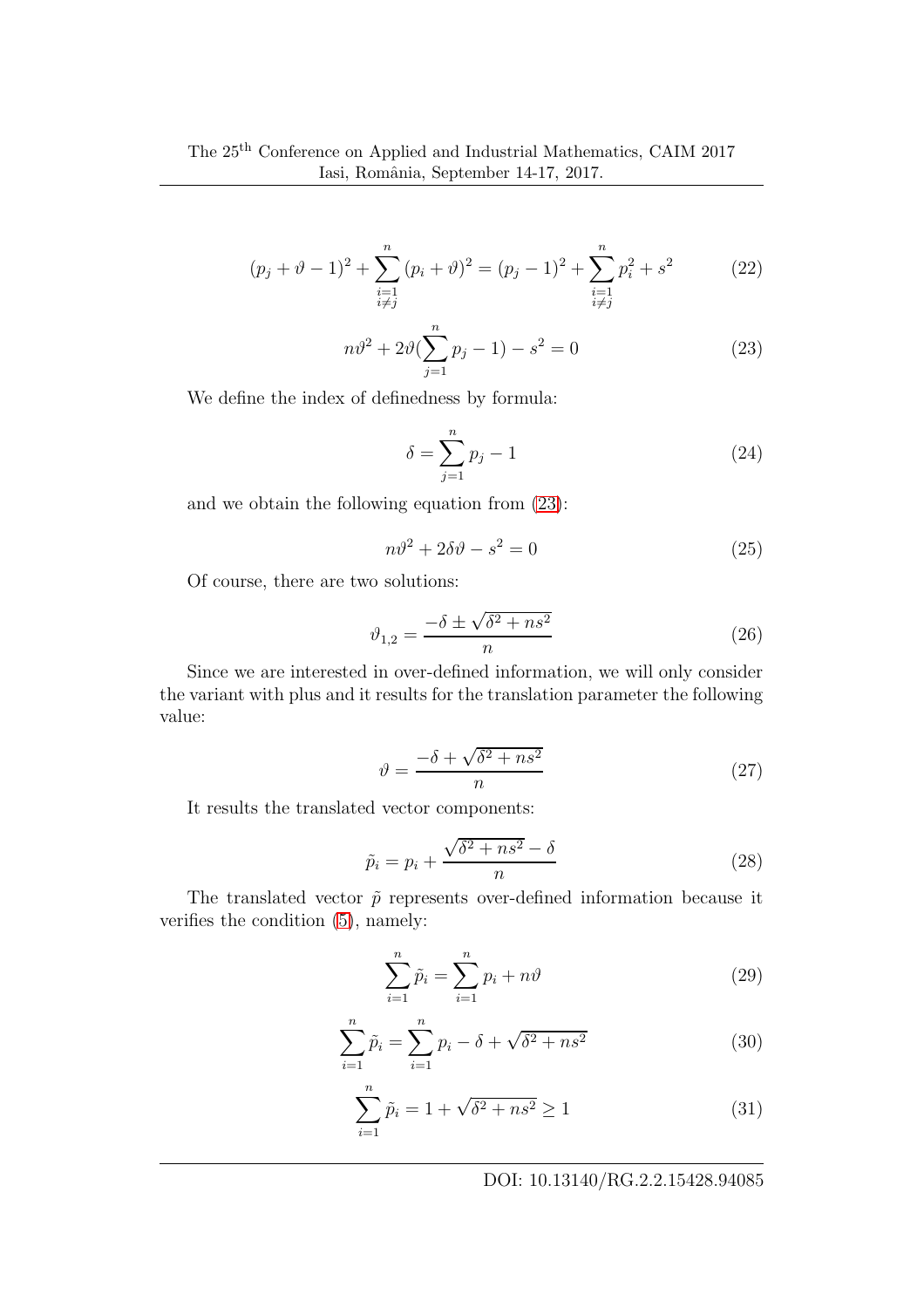$$(p_j + \vartheta - 1)^2 + \sum_{\substack{i=1 \\ i \neq j}}^{n} (p_i + \vartheta)^2 = (p_j - 1)^2 + \sum_{\substack{i=1 \\ i \neq j}}^{n} p_i^2 + s^2 \tag{22}$$

$$n\vartheta^2 + 2\vartheta(\sum_{j=1}^{n} p_j - 1) - s^2 = 0 \tag{23}$$

We define the index of definedness by formula:

$$\delta = \sum_{j=1}^{n} p_j - 1 \tag{24}$$

and we obtain the following equation from (23):

$$n\vartheta^2 + 2\delta\vartheta - s^2 = 0 \tag{25}$$

Of course, there are two solutions:

$$\vartheta_{1,2} = \frac{-\delta \pm \sqrt{\delta^2 + ns^2}}{n} \tag{26}$$

Since we are interested in over-defined information, we will only consider the variant with plus and it results for the translation parameter the following value:

$$\vartheta = \frac{-\delta + \sqrt{\delta^2 + ns^2}}{n} \tag{27}$$

It results the translated vector components:

$$\tilde{p}_i = p_i + \frac{\sqrt{\delta^2 + ns^2} - \delta}{n} \tag{28}$$

The translated vector $\tilde{p}$ represents over-defined information because it verifies the condition (5), namely:

$$\sum_{i=1}^{n} \tilde{p}_i = \sum_{i=1}^{n} p_i + n\vartheta \tag{29}$$

$$\sum_{i=1}^{n} \tilde{p}_i = \sum_{i=1}^{n} p_i - \delta + \sqrt{\delta^2 + ns^2} \tag{30}$$

$$\sum_{i=1}^{n} \tilde{p}_i = 1 + \sqrt{\delta^2 + ns^2} \geq 1 \tag{31}$$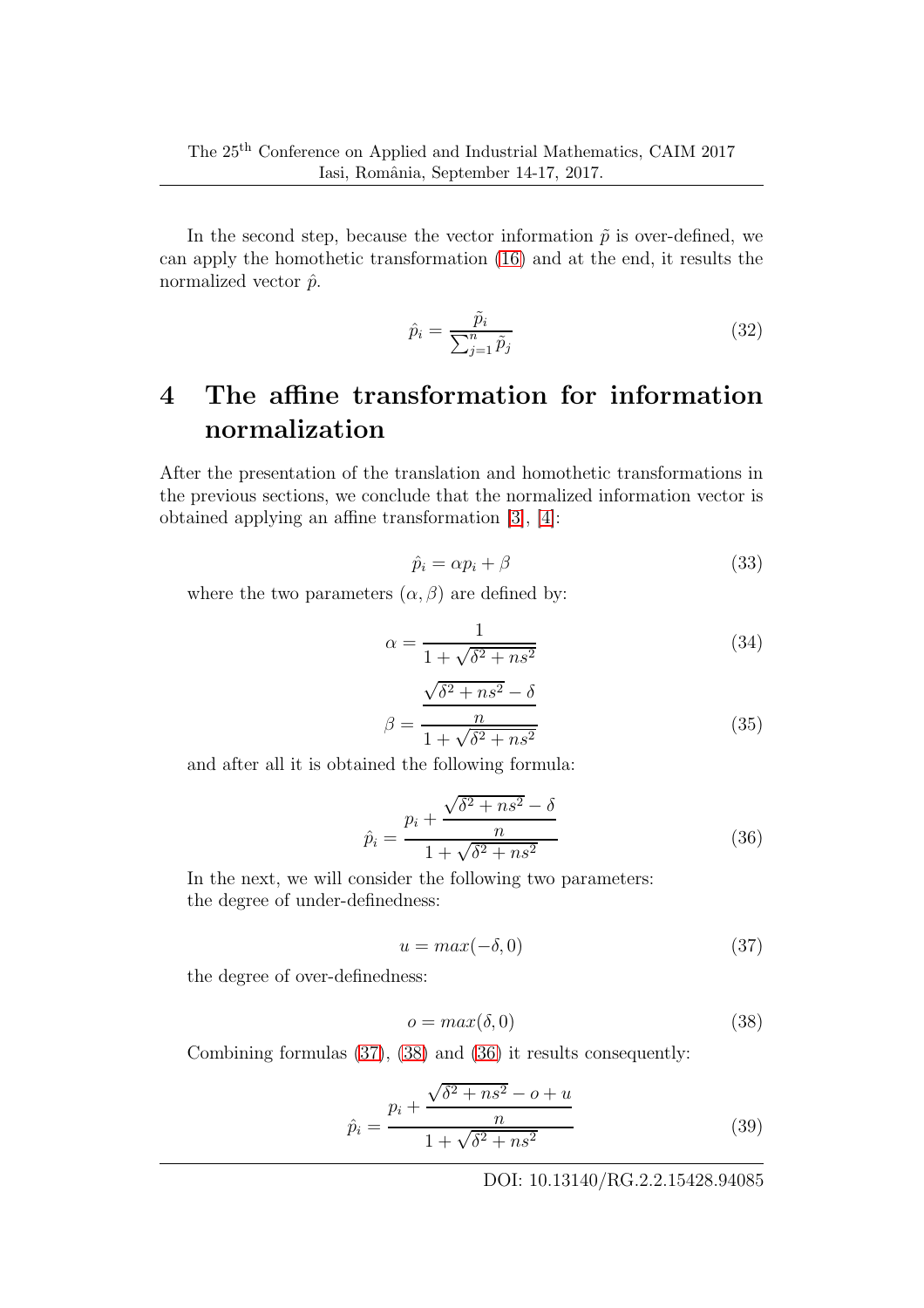In the second step, because the vector information $\tilde{p}$ is over-defined, we can apply the homothetic transformation (16) and at the end, it results the normalized vector $\hat{p}$.

$$\hat{p}_i = \frac{\tilde{p}_i}{\sum_{j=1}^{n} \tilde{p}_j} \tag{32}$$

# 4 The affine transformation for information normalization

After the presentation of the translation and homothetic transformations in the previous sections, we conclude that the normalized information vector is obtained applying an affine transformation [3], [4]:

$$\hat{p}_i = \alpha p_i + \beta \tag{33}$$

where the two parameters $(\alpha, \beta)$ are defined by:

$$\alpha = \frac{1}{1 + \sqrt{\delta^2 + ns^2}} \tag{34}$$

$$\beta = \frac{\dfrac{\sqrt{\delta^2 + ns^2} - \delta}{n}}{1 + \sqrt{\delta^2 + ns^2}} \tag{35}$$

and after all it is obtained the following formula:

$$\hat{p}_i = \frac{p_i + \dfrac{\sqrt{\delta^2 + ns^2} - \delta}{n}}{1 + \sqrt{\delta^2 + ns^2}} \tag{36}$$

In the next, we will consider the following two parameters:
the degree of under-definedness:

$$u = max(-\delta, 0) \tag{37}$$

the degree of over-definedness:

$$o = max(\delta, 0) \tag{38}$$

Combining formulas (37), (38) and (36) it results consequently:

$$\hat{p}_i = \frac{p_i + \dfrac{\sqrt{\delta^2 + ns^2} - o + u}{n}}{1 + \sqrt{\delta^2 + ns^2}} \tag{39}$$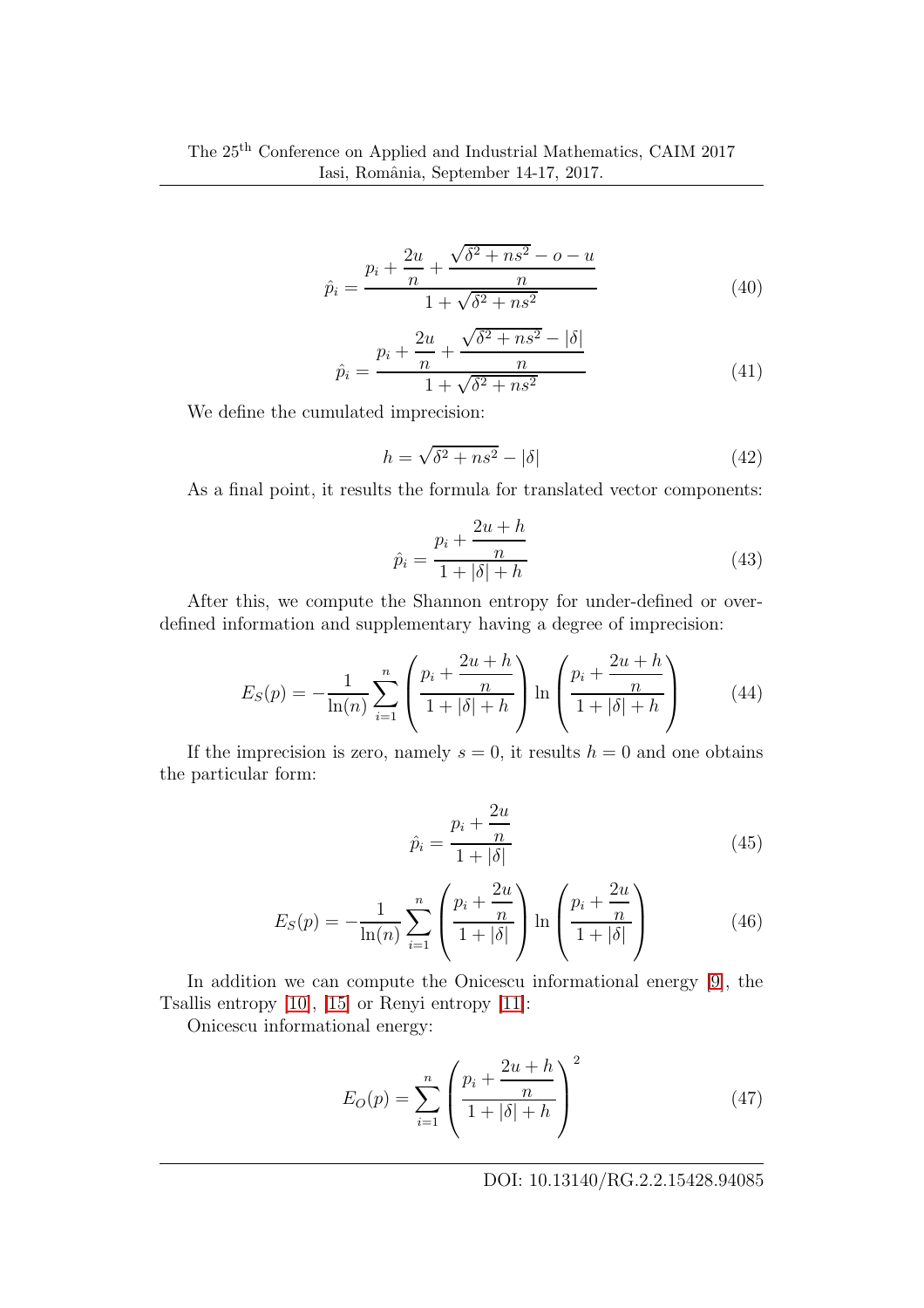$$
\hat{p}_i = \frac{p_i + \dfrac{2u}{n} + \dfrac{\sqrt{\delta^2 + ns^2} - o - u}{n}}{1 + \sqrt{\delta^2 + ns^2}} \tag{40}
$$

$$
\hat{p}_i = \frac{p_i + \dfrac{2u}{n} + \dfrac{\sqrt{\delta^2 + ns^2} - |\delta|}{n}}{1 + \sqrt{\delta^2 + ns^2}} \tag{41}
$$

We define the cumulated imprecision:

$$
h = \sqrt{\delta^2 + ns^2} - |\delta| \tag{42}
$$

As a final point, it results the formula for translated vector components:

$$
\hat{p}_i = \frac{p_i + \dfrac{2u + h}{n}}{1 + |\delta| + h} \tag{43}
$$

After this, we compute the Shannon entropy for under-defined or over-defined information and supplementary having a degree of imprecision:

$$
E_S(p) = -\frac{1}{\ln(n)} \sum_{i=1}^{n} \left( \frac{p_i + \dfrac{2u + h}{n}}{1 + |\delta| + h} \right) \ln \left( \frac{p_i + \dfrac{2u + h}{n}}{1 + |\delta| + h} \right) \tag{44}
$$

If the imprecision is zero, namely $s = 0$, it results $h = 0$ and one obtains the particular form:

$$
\hat{p}_i = \frac{p_i + \dfrac{2u}{n}}{1 + |\delta|} \tag{45}
$$

$$
E_S(p) = -\frac{1}{\ln(n)} \sum_{i=1}^{n} \left( \frac{p_i + \dfrac{2u}{n}}{1 + |\delta|} \right) \ln \left( \frac{p_i + \dfrac{2u}{n}}{1 + |\delta|} \right) \tag{46}
$$

In addition we can compute the Onicescu informational energy [9], the Tsallis entropy [10], [15] or Renyi entropy [11]:

Onicescu informational energy:

$$
E_O(p) = \sum_{i=1}^{n} \left( \frac{p_i + \dfrac{2u + h}{n}}{1 + |\delta| + h} \right)^2 \tag{47}
$$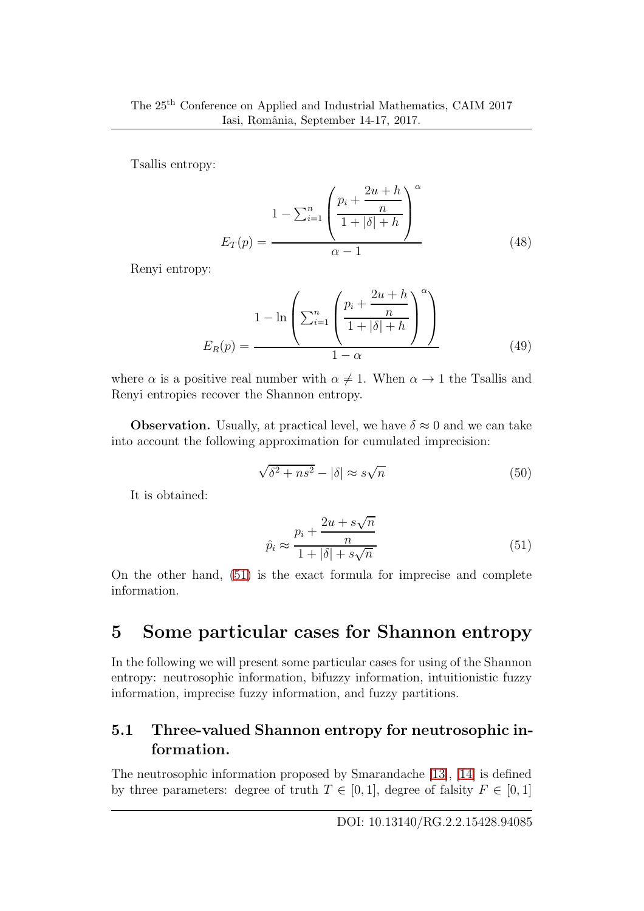Tsallis entropy:

$$E_T(p) = \frac{1 - \sum_{i=1}^{n} \left( \frac{p_i + \frac{2u+h}{n}}{1+|\delta|+h} \right)^{\alpha}}{\alpha - 1} \tag{48}$$

Renyi entropy:

$$E_R(p) = \frac{1 - \ln \left( \sum_{i=1}^{n} \left( \frac{p_i + \frac{2u+h}{n}}{1+|\delta|+h} \right)^{\alpha} \right)}{1 - \alpha} \tag{49}$$

where $\alpha$ is a positive real number with $\alpha \neq 1$. When $\alpha \to 1$ the Tsallis and Renyi entropies recover the Shannon entropy.

**Observation.** Usually, at practical level, we have $\delta \approx 0$ and we can take into account the following approximation for cumulated imprecision:

$$\sqrt{\delta^2 + ns^2} - |\delta| \approx s\sqrt{n} \tag{50}$$

It is obtained:

$$\hat{p}_i \approx \frac{p_i + \frac{2u + s\sqrt{n}}{n}}{1 + |\delta| + s\sqrt{n}} \tag{51}$$

On the other hand, (51) is the exact formula for imprecise and complete information.

# 5 Some particular cases for Shannon entropy

In the following we will present some particular cases for using of the Shannon entropy: neutrosophic information, bifuzzy information, intuitionistic fuzzy information, imprecise fuzzy information, and fuzzy partitions.

## 5.1 Three-valued Shannon entropy for neutrosophic information.

The neutrosophic information proposed by Smarandache [13], [14] is defined by three parameters: degree of truth $T \in [0, 1]$, degree of falsity $F \in [0, 1]$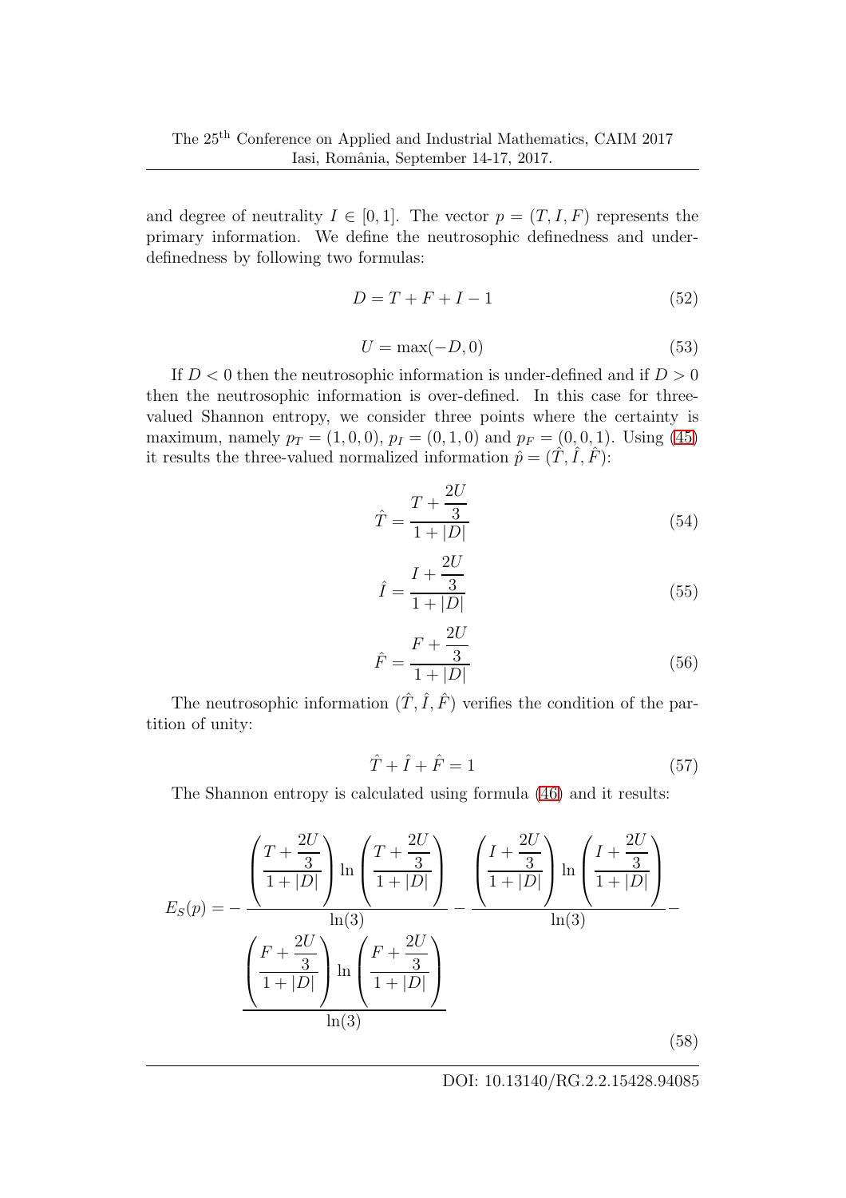and degree of neutrality $I \in [0, 1]$. The vector $p = (T, I, F)$ represents the primary information. We define the neutrosophic definedness and under-definedness by following two formulas:

$$D = T + F + I - 1 \tag{52}$$

$$U = \max(-D, 0) \tag{53}$$

If $D < 0$ then the neutrosophic information is under-defined and if $D > 0$ then the neutrosophic information is over-defined. In this case for three-valued Shannon entropy, we consider three points where the certainty is maximum, namely $p_T = (1, 0, 0)$, $p_I = (0, 1, 0)$ and $p_F = (0, 0, 1)$. Using (45) it results the three-valued normalized information $\hat{p} = (\hat{T}, \hat{I}, \hat{F})$:

$$\hat{T} = \frac{T + \frac{2U}{3}}{1 + |D|} \tag{54}$$

$$\hat{I} = \frac{I + \frac{2U}{3}}{1 + |D|} \tag{55}$$

$$\hat{F} = \frac{F + \frac{2U}{3}}{1 + |D|} \tag{56}$$

The neutrosophic information $(\hat{T}, \hat{I}, \hat{F})$ verifies the condition of the partition of unity:

$$\hat{T} + \hat{I} + \hat{F} = 1 \tag{57}$$

The Shannon entropy is calculated using formula (46) and it results:

$$E_S(p) = -\frac{\left(\frac{T + \frac{2U}{3}}{1 + |D|}\right) \ln\left(\frac{T + \frac{2U}{3}}{1 + |D|}\right)}{\ln(3)} - \frac{\left(\frac{I + \frac{2U}{3}}{1 + |D|}\right) \ln\left(\frac{I + \frac{2U}{3}}{1 + |D|}\right)}{\ln(3)} - \frac{\left(\frac{F + \frac{2U}{3}}{1 + |D|}\right) \ln\left(\frac{F + \frac{2U}{3}}{1 + |D|}\right)}{\ln(3)} \tag{58}$$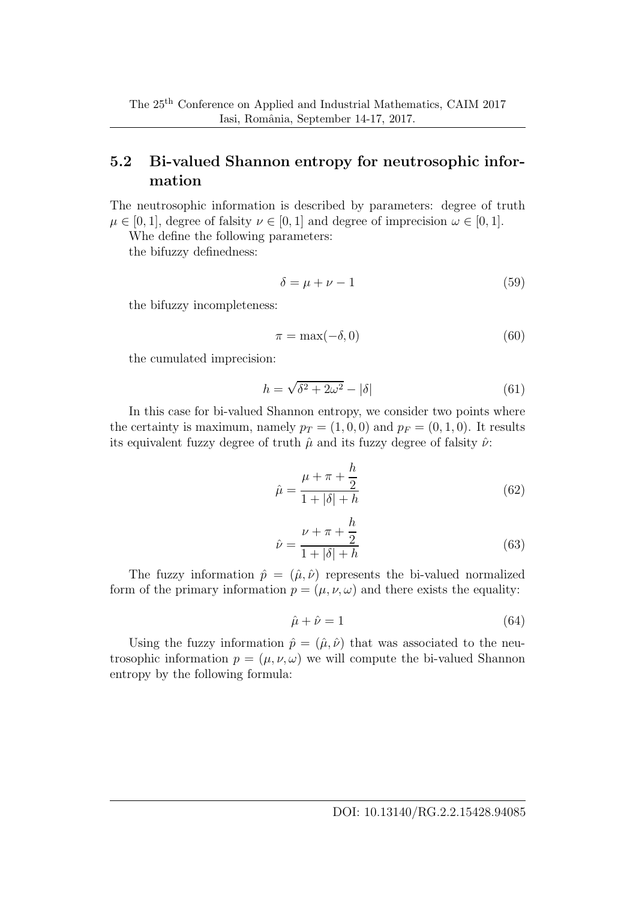## 5.2 Bi-valued Shannon entropy for neutrosophic information

The neutrosophic information is described by parameters: degree of truth $\mu \in [0, 1]$, degree of falsity $\nu \in [0, 1]$ and degree of imprecision $\omega \in [0, 1]$.

Whe define the following parameters:

the bifuzzy definedness:

$$\delta = \mu + \nu - 1 \tag{59}$$

the bifuzzy incompleteness:

$$\pi = \max(-\delta, 0) \tag{60}$$

the cumulated imprecision:

$$h = \sqrt{\delta^2 + 2\omega^2} - |\delta| \tag{61}$$

In this case for bi-valued Shannon entropy, we consider two points where the certainty is maximum, namely $p_T = (1, 0, 0)$ and $p_F = (0, 1, 0)$. It results its equivalent fuzzy degree of truth $\hat{\mu}$ and its fuzzy degree of falsity $\hat{\nu}$:

$$\hat{\mu} = \frac{\mu + \pi + \frac{h}{2}}{1 + |\delta| + h} \tag{62}$$

$$\hat{\nu} = \frac{\nu + \pi + \frac{h}{2}}{1 + |\delta| + h} \tag{63}$$

The fuzzy information $\hat{p} = (\hat{\mu}, \hat{\nu})$ represents the bi-valued normalized form of the primary information $p = (\mu, \nu, \omega)$ and there exists the equality:

$$\hat{\mu} + \hat{\nu} = 1 \tag{64}$$

Using the fuzzy information $\hat{p} = (\hat{\mu}, \hat{\nu})$ that was associated to the neutrosophic information $p = (\mu, \nu, \omega)$ we will compute the bi-valued Shannon entropy by the following formula: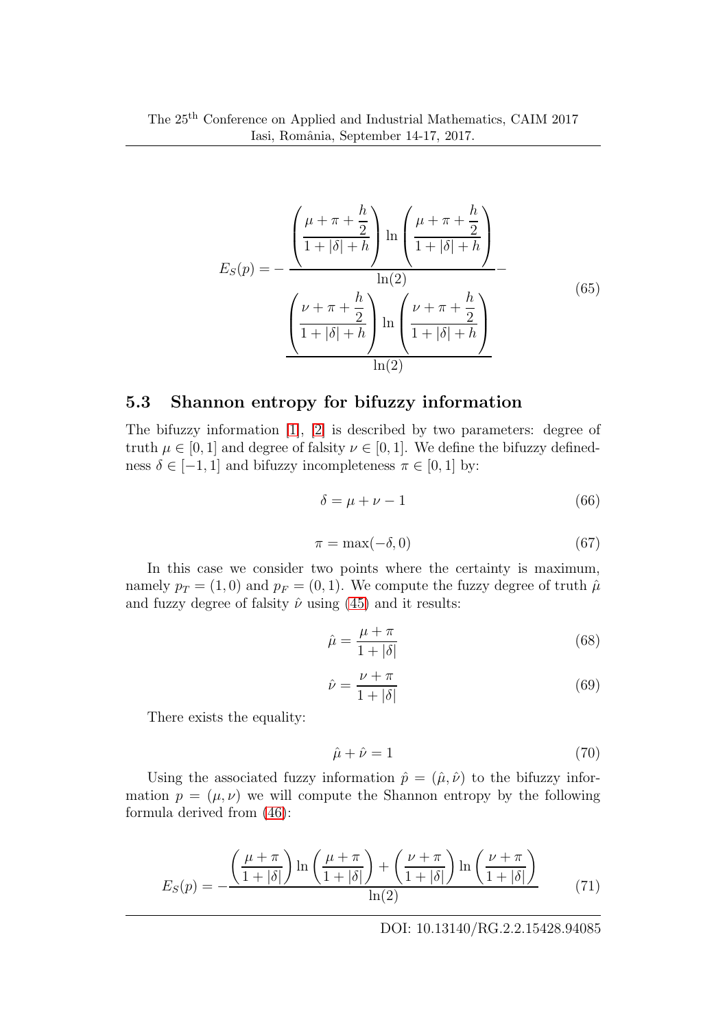$$E_S(p) = -\frac{\left(\dfrac{\mu+\pi+\dfrac{h}{2}}{1+|\delta|+h}\right)\ln\left(\dfrac{\mu+\pi+\dfrac{h}{2}}{1+|\delta|+h}\right)}{\ln(2)} - \frac{\left(\dfrac{\nu+\pi+\dfrac{h}{2}}{1+|\delta|+h}\right)\ln\left(\dfrac{\nu+\pi+\dfrac{h}{2}}{1+|\delta|+h}\right)}{\ln(2)} \tag{65}$$

## 5.3 Shannon entropy for bifuzzy information

The bifuzzy information [1], [2] is described by two parameters: degree of truth $\mu \in [0,1]$ and degree of falsity $\nu \in [0,1]$. We define the bifuzzy definedness $\delta \in [-1,1]$ and bifuzzy incompleteness $\pi \in [0,1]$ by:

$$\delta = \mu + \nu - 1 \tag{66}$$

$$\pi = \max(-\delta, 0) \tag{67}$$

In this case we consider two points where the certainty is maximum, namely $p_T = (1,0)$ and $p_F = (0,1)$. We compute the fuzzy degree of truth $\hat{\mu}$ and fuzzy degree of falsity $\hat{\nu}$ using (45) and it results:

$$\hat{\mu} = \frac{\mu + \pi}{1+|\delta|} \tag{68}$$

$$\hat{\nu} = \frac{\nu + \pi}{1+|\delta|} \tag{69}$$

There exists the equality:

$$\hat{\mu} + \hat{\nu} = 1 \tag{70}$$

Using the associated fuzzy information $\hat{p} = (\hat{\mu}, \hat{\nu})$ to the bifuzzy information $p = (\mu, \nu)$ we will compute the Shannon entropy by the following formula derived from (46):

$$E_S(p) = -\frac{\left(\dfrac{\mu+\pi}{1+|\delta|}\right)\ln\left(\dfrac{\mu+\pi}{1+|\delta|}\right) + \left(\dfrac{\nu+\pi}{1+|\delta|}\right)\ln\left(\dfrac{\nu+\pi}{1+|\delta|}\right)}{\ln(2)} \tag{71}$$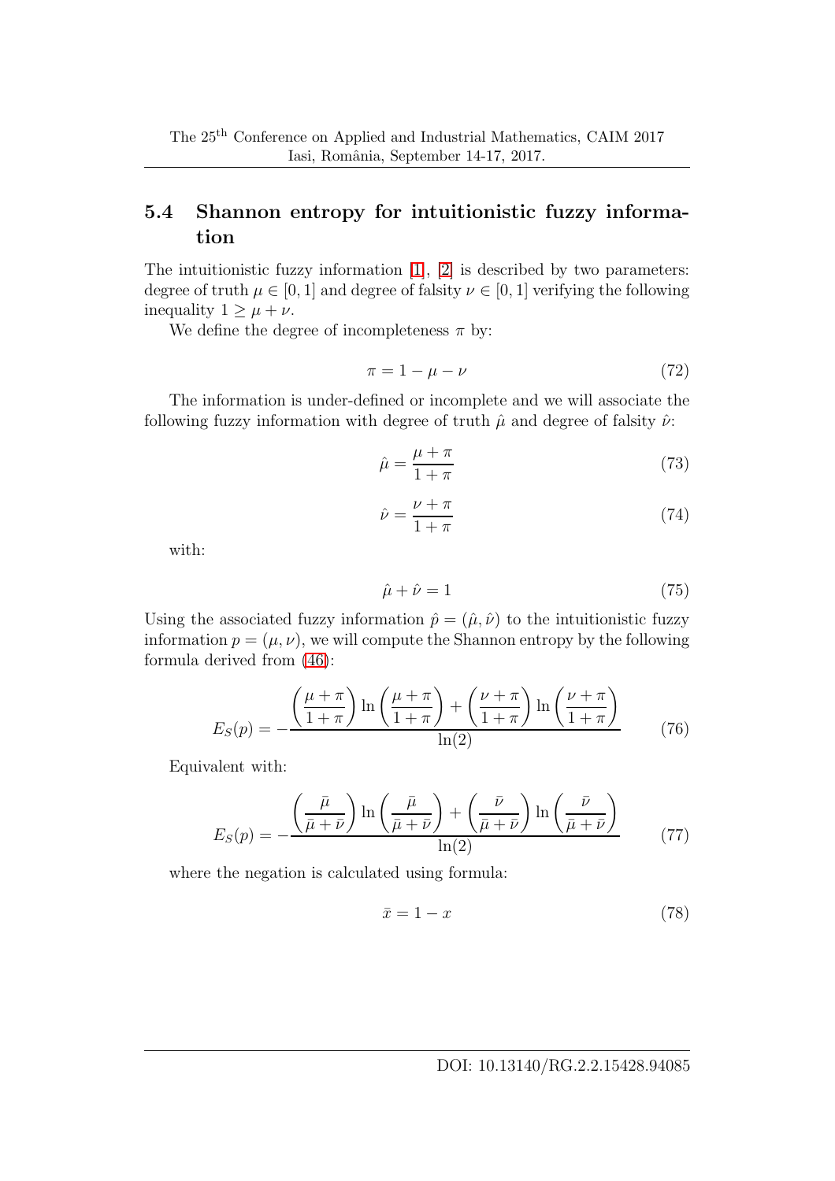## 5.4 Shannon entropy for intuitionistic fuzzy information

The intuitionistic fuzzy information [1], [2] is described by two parameters: degree of truth $\mu \in [0, 1]$ and degree of falsity $\nu \in [0, 1]$ verifying the following inequality $1 \geq \mu + \nu$.

We define the degree of incompleteness $\pi$ by:

$$\pi = 1 - \mu - \nu \tag{72}$$

The information is under-defined or incomplete and we will associate the following fuzzy information with degree of truth $\hat{\mu}$ and degree of falsity $\hat{\nu}$:

$$\hat{\mu} = \frac{\mu + \pi}{1 + \pi} \tag{73}$$

$$\hat{\nu} = \frac{\nu + \pi}{1 + \pi} \tag{74}$$

with:

$$\hat{\mu} + \hat{\nu} = 1 \tag{75}$$

Using the associated fuzzy information $\hat{p} = (\hat{\mu}, \hat{\nu})$ to the intuitionistic fuzzy information $p = (\mu, \nu)$, we will compute the Shannon entropy by the following formula derived from (46):

$$E_S(p) = -\frac{\left(\frac{\mu + \pi}{1 + \pi}\right) \ln\left(\frac{\mu + \pi}{1 + \pi}\right) + \left(\frac{\nu + \pi}{1 + \pi}\right) \ln\left(\frac{\nu + \pi}{1 + \pi}\right)}{\ln(2)} \tag{76}$$

Equivalent with:

$$E_S(p) = -\frac{\left(\frac{\bar{\mu}}{\bar{\mu} + \bar{\nu}}\right) \ln\left(\frac{\bar{\mu}}{\bar{\mu} + \bar{\nu}}\right) + \left(\frac{\bar{\nu}}{\bar{\mu} + \bar{\nu}}\right) \ln\left(\frac{\bar{\nu}}{\bar{\mu} + \bar{\nu}}\right)}{\ln(2)} \tag{77}$$

where the negation is calculated using formula:

$$\bar{x} = 1 - x \tag{78}$$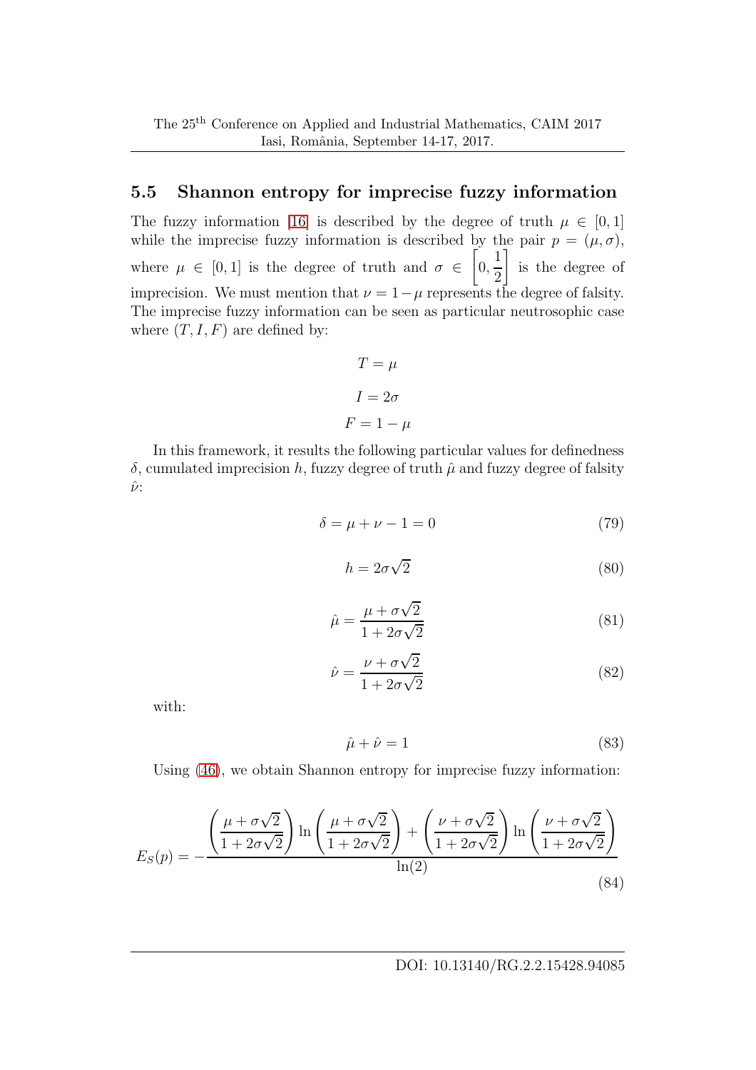### 5.5 Shannon entropy for imprecise fuzzy information

The fuzzy information [16] is described by the degree of truth $\mu \in [0,1]$ while the imprecise fuzzy information is described by the pair $p = (\mu, \sigma)$, where $\mu \in [0,1]$ is the degree of truth and $\sigma \in \left[0, \frac{1}{2}\right]$ is the degree of imprecision. We must mention that $\nu = 1 - \mu$ represents the degree of falsity. The imprecise fuzzy information can be seen as particular neutrosophic case where $(T, I, F)$ are defined by:

$$T = \mu$$

$$I = 2\sigma$$

$$F = 1 - \mu$$

In this framework, it results the following particular values for definedness $\delta$, cumulated imprecision $h$, fuzzy degree of truth $\hat{\mu}$ and fuzzy degree of falsity $\hat{\nu}$:

$$\delta = \mu + \nu - 1 = 0 \tag{79}$$

$$h = 2\sigma\sqrt{2} \tag{80}$$

$$\hat{\mu} = \frac{\mu + \sigma\sqrt{2}}{1 + 2\sigma\sqrt{2}} \tag{81}$$

$$\hat{\nu} = \frac{\nu + \sigma\sqrt{2}}{1 + 2\sigma\sqrt{2}} \tag{82}$$

with:

$$\hat{\mu} + \hat{\nu} = 1 \tag{83}$$

Using (46), we obtain Shannon entropy for imprecise fuzzy information:

$$E_S(p) = -\frac{\left(\frac{\mu + \sigma\sqrt{2}}{1 + 2\sigma\sqrt{2}}\right) \ln\left(\frac{\mu + \sigma\sqrt{2}}{1 + 2\sigma\sqrt{2}}\right) + \left(\frac{\nu + \sigma\sqrt{2}}{1 + 2\sigma\sqrt{2}}\right) \ln\left(\frac{\nu + \sigma\sqrt{2}}{1 + 2\sigma\sqrt{2}}\right)}{\ln(2)} \tag{84}$$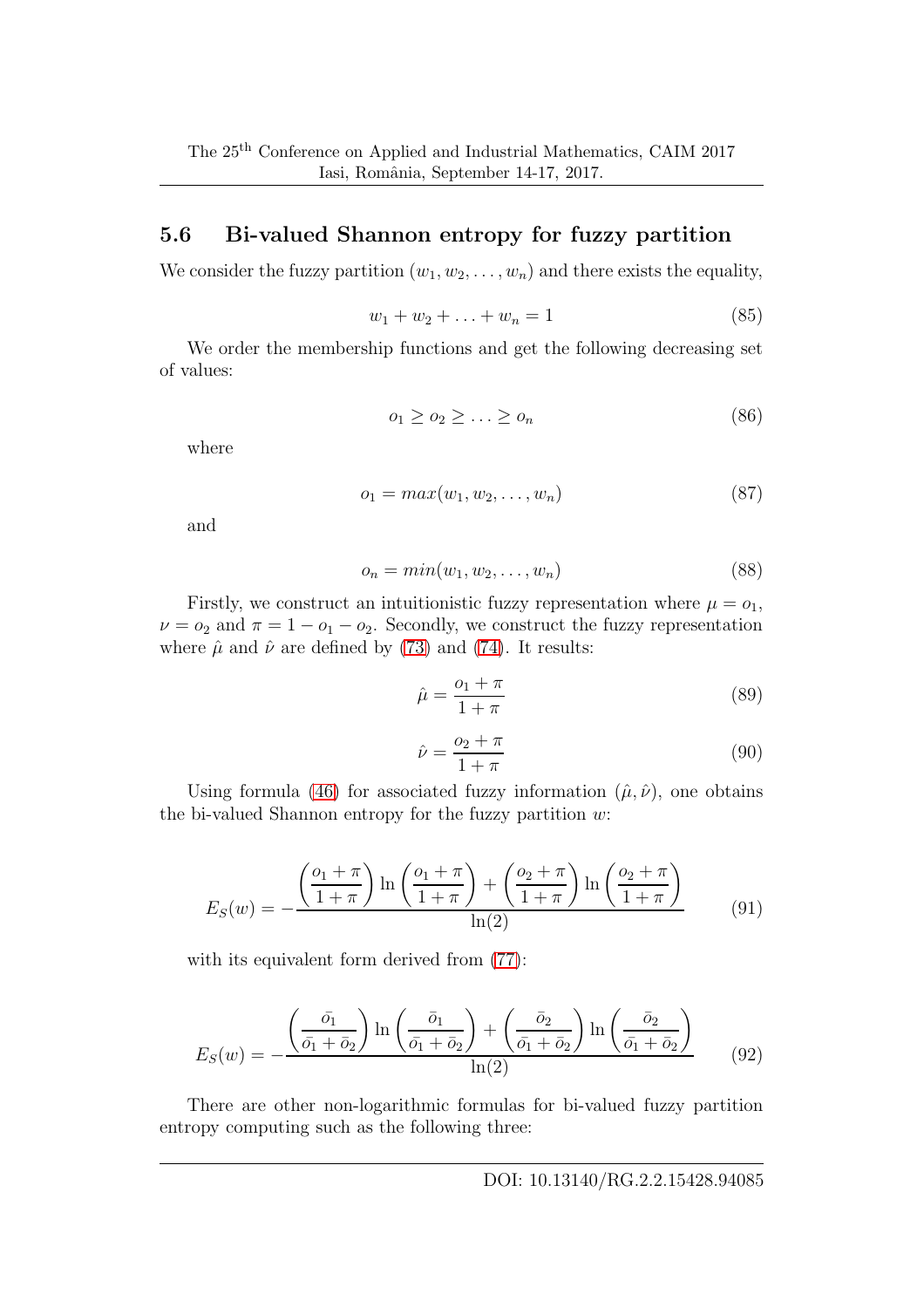## 5.6 Bi-valued Shannon entropy for fuzzy partition

We consider the fuzzy partition $(w_1, w_2, \ldots, w_n)$ and there exists the equality,

$$w_1 + w_2 + \ldots + w_n = 1 \tag{85}$$

We order the membership functions and get the following decreasing set of values:

$$o_1 \geq o_2 \geq \ldots \geq o_n \tag{86}$$

where

$$o_1 = max(w_1, w_2, \ldots, w_n) \tag{87}$$

and

$$o_n = min(w_1, w_2, \ldots, w_n) \tag{88}$$

Firstly, we construct an intuitionistic fuzzy representation where $\mu = o_1$, $\nu = o_2$ and $\pi = 1 - o_1 - o_2$. Secondly, we construct the fuzzy representation where $\hat{\mu}$ and $\hat{\nu}$ are defined by (73) and (74). It results:

$$\hat{\mu} = \frac{o_1 + \pi}{1 + \pi} \tag{89}$$

$$\hat{\nu} = \frac{o_2 + \pi}{1 + \pi} \tag{90}$$

Using formula (46) for associated fuzzy information $(\hat{\mu}, \hat{\nu})$, one obtains the bi-valued Shannon entropy for the fuzzy partition $w$:

$$E_S(w) = -\frac{\left(\frac{o_1 + \pi}{1 + \pi}\right) \ln\left(\frac{o_1 + \pi}{1 + \pi}\right) + \left(\frac{o_2 + \pi}{1 + \pi}\right) \ln\left(\frac{o_2 + \pi}{1 + \pi}\right)}{\ln(2)} \tag{91}$$

with its equivalent form derived from (77):

$$E_S(w) = -\frac{\left(\frac{\bar{o}_1}{\bar{o}_1 + \bar{o}_2}\right) \ln\left(\frac{\bar{o}_1}{\bar{o}_1 + \bar{o}_2}\right) + \left(\frac{\bar{o}_2}{\bar{o}_1 + \bar{o}_2}\right) \ln\left(\frac{\bar{o}_2}{\bar{o}_1 + \bar{o}_2}\right)}{\ln(2)} \tag{92}$$

There are other non-logarithmic formulas for bi-valued fuzzy partition entropy computing such as the following three: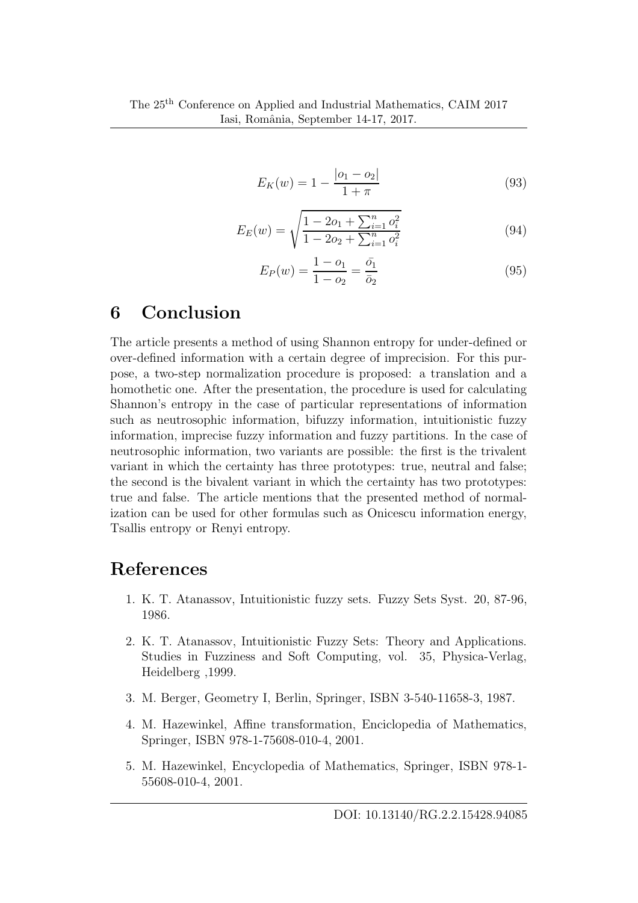$$E_K(w) = 1 - \frac{|o_1 - o_2|}{1 + \pi} \tag{93}$$

$$E_E(w) = \sqrt{\frac{1 - 2o_1 + \sum_{i=1}^{n} o_i^2}{1 - 2o_2 + \sum_{i=1}^{n} o_i^2}} \tag{94}$$

$$E_P(w) = \frac{1 - o_1}{1 - o_2} = \frac{\bar{o_1}}{\bar{o}_2} \tag{95}$$

# 6 Conclusion

The article presents a method of using Shannon entropy for under-defined or over-defined information with a certain degree of imprecision. For this purpose, a two-step normalization procedure is proposed: a translation and a homothetic one. After the presentation, the procedure is used for calculating Shannon's entropy in the case of particular representations of information such as neutrosophic information, bifuzzy information, intuitionistic fuzzy information, imprecise fuzzy information and fuzzy partitions. In the case of neutrosophic information, two variants are possible: the first is the trivalent variant in which the certainty has three prototypes: true, neutral and false; the second is the bivalent variant in which the certainty has two prototypes: true and false. The article mentions that the presented method of normalization can be used for other formulas such as Onicescu information energy, Tsallis entropy or Renyi entropy.

# References

1. K. T. Atanassov, Intuitionistic fuzzy sets. Fuzzy Sets Syst. 20, 87-96, 1986.
2. K. T. Atanassov, Intuitionistic Fuzzy Sets: Theory and Applications. Studies in Fuzziness and Soft Computing, vol. 35, Physica-Verlag, Heidelberg ,1999.
3. M. Berger, Geometry I, Berlin, Springer, ISBN 3-540-11658-3, 1987.
4. M. Hazewinkel, Affine transformation, Enciclopedia of Mathematics, Springer, ISBN 978-1-75608-010-4, 2001.
5. M. Hazewinkel, Encyclopedia of Mathematics, Springer, ISBN 978-1-55608-010-4, 2001.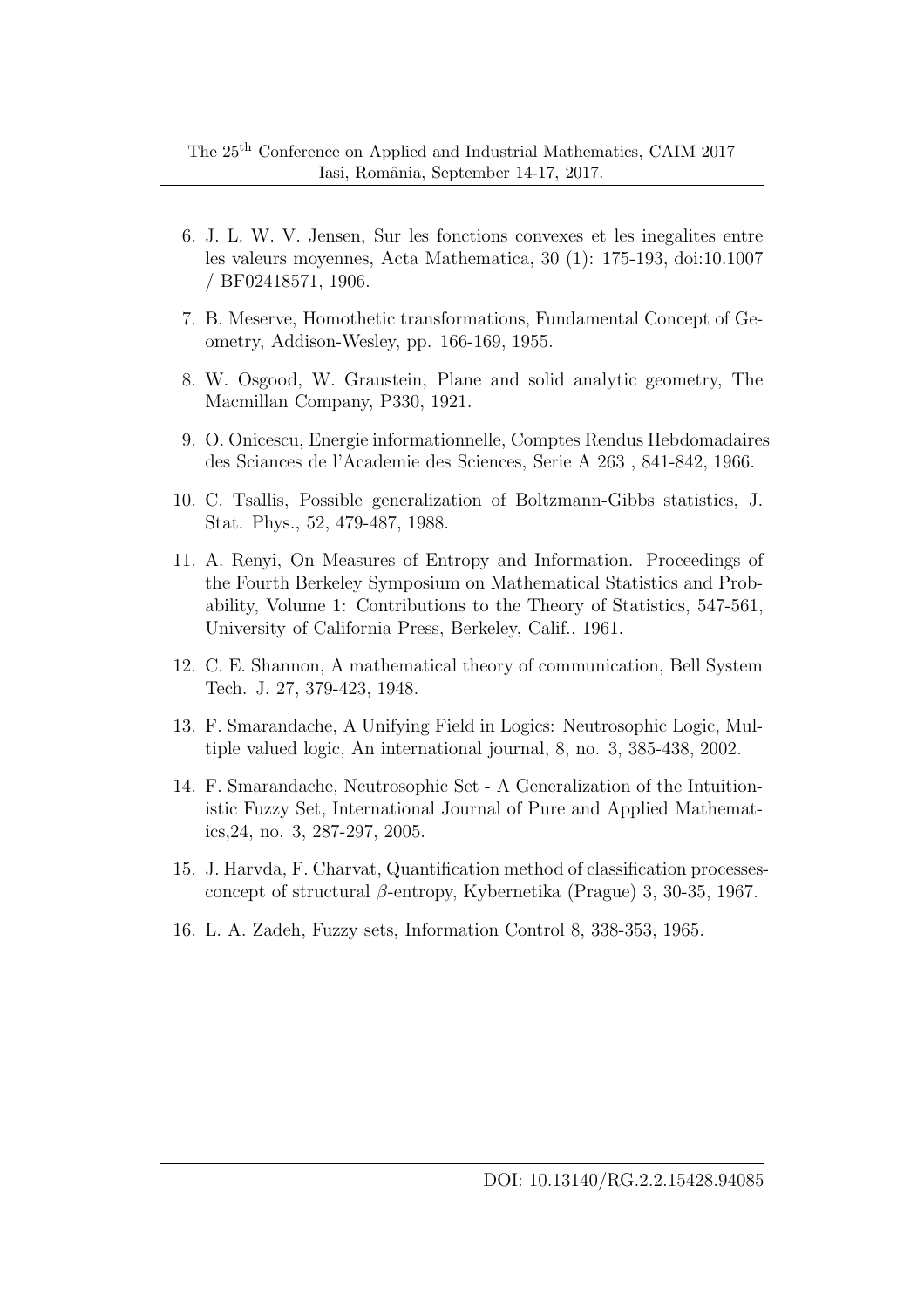6. J. L. W. V. Jensen, Sur les fonctions convexes et les inegalites entre les valeurs moyennes, Acta Mathematica, 30 (1): 175-193, doi:10.1007 / BF02418571, 1906.

7. B. Meserve, Homothetic transformations, Fundamental Concept of Geometry, Addison-Wesley, pp. 166-169, 1955.

8. W. Osgood, W. Graustein, Plane and solid analytic geometry, The Macmillan Company, P330, 1921.

9. O. Onicescu, Energie informationnelle, Comptes Rendus Hebdomadaires des Sciances de l'Academie des Sciences, Serie A 263 , 841-842, 1966.

10. C. Tsallis, Possible generalization of Boltzmann-Gibbs statistics, J. Stat. Phys., 52, 479-487, 1988.

11. A. Renyi, On Measures of Entropy and Information. Proceedings of the Fourth Berkeley Symposium on Mathematical Statistics and Probability, Volume 1: Contributions to the Theory of Statistics, 547-561, University of California Press, Berkeley, Calif., 1961.

12. C. E. Shannon, A mathematical theory of communication, Bell System Tech. J. 27, 379-423, 1948.

13. F. Smarandache, A Unifying Field in Logics: Neutrosophic Logic, Multiple valued logic, An international journal, 8, no. 3, 385-438, 2002.

14. F. Smarandache, Neutrosophic Set - A Generalization of the Intuitionistic Fuzzy Set, International Journal of Pure and Applied Mathematics,24, no. 3, 287-297, 2005.

15. J. Harvda, F. Charvat, Quantification method of classification processes-concept of structural $\beta$-entropy, Kybernetika (Prague) 3, 30-35, 1967.

16. L. A. Zadeh, Fuzzy sets, Information Control 8, 338-353, 1965.

DOI: 10.13140/RG.2.2.15428.94085